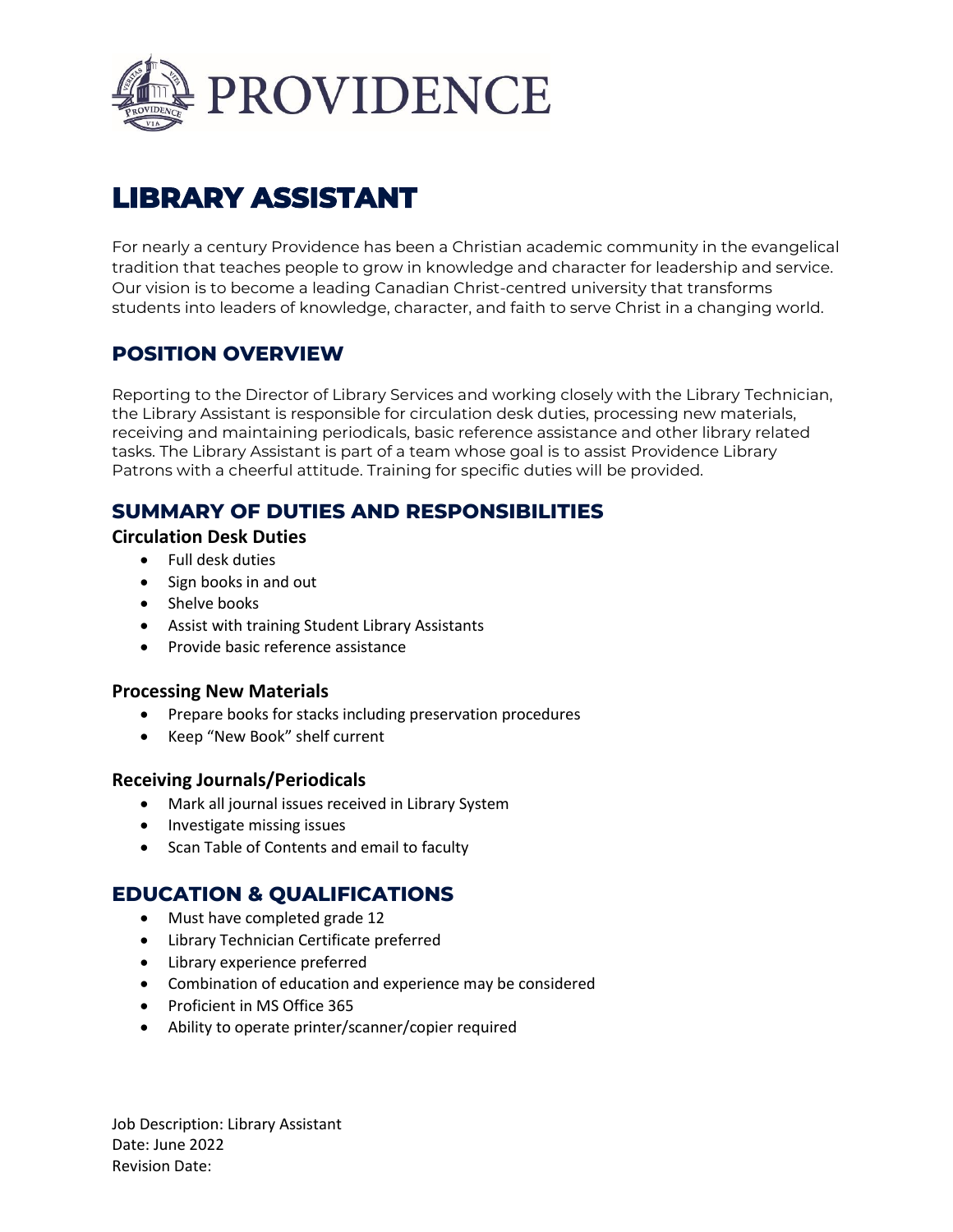PROVIDENCE

# LIBRARY ASSISTANT

For nearly a century Providence has been a Christian academic community in the evangelical tradition that teaches people to grow in knowledge and character for leadership and service. Our vision is to become a leading Canadian Christ-centred university that transforms students into leaders of knowledge, character, and faith to serve Christ in a changing world.

## POSITION OVERVIEW

Reporting to the Director of Library Services and working closely with the Library Technician, the Library Assistant is responsible for circulation desk duties, processing new materials, receiving and maintaining periodicals, basic reference assistance and other library related tasks. The Library Assistant is part of a team whose goal is to assist Providence Library Patrons with a cheerful attitude. Training for specific duties will be provided.

## SUMMARY OF DUTIES AND RESPONSIBILITIES

### Circulation Desk Duties

- Full desk duties
- Sign books in and out
- Shelve books
- Assist with training Student Library Assistants
- Provide basic reference assistance

### Processing New Materials

- Prepare books for stacks including preservation procedures
- Keep "New Book" shelf current

### Receiving Journals/Periodicals

- Mark all journal issues received in Library System
- Investigate missing issues
- Scan Table of Contents and email to faculty

## EDUCATION & QUALIFICATIONS

- Must have completed grade 12
- Library Technician Certificate preferred
- Library experience preferred
- Combination of education and experience may be considered
- Proficient in MS Office 365
- Ability to operate printer/scanner/copier required

Job Description: Library Assistant
Date: June 2022
Revision Date: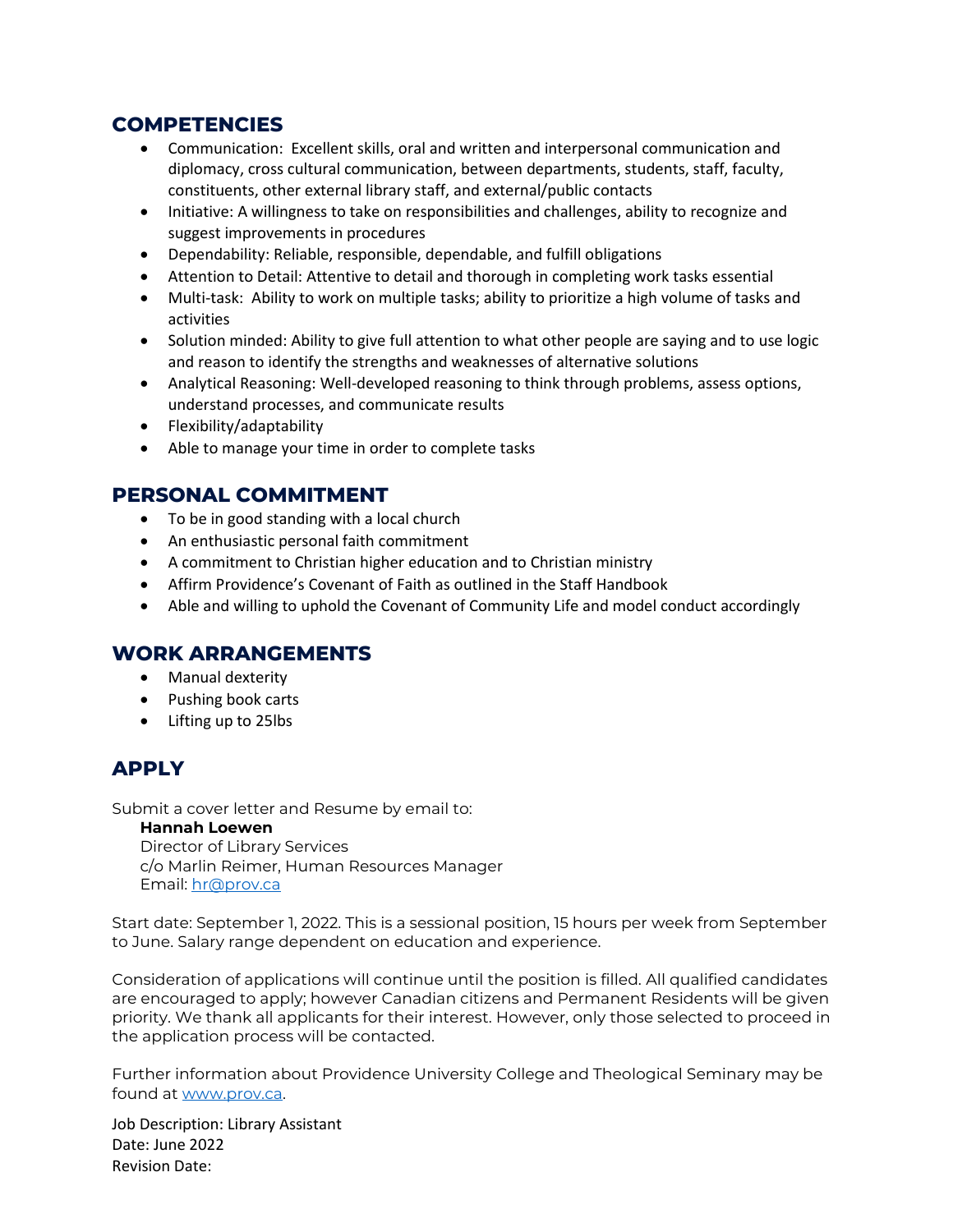## COMPETENCIES

- Communication: Excellent skills, oral and written and interpersonal communication and diplomacy, cross cultural communication, between departments, students, staff, faculty, constituents, other external library staff, and external/public contacts
- Initiative: A willingness to take on responsibilities and challenges, ability to recognize and suggest improvements in procedures
- Dependability: Reliable, responsible, dependable, and fulfill obligations
- Attention to Detail: Attentive to detail and thorough in completing work tasks essential
- Multi-task: Ability to work on multiple tasks; ability to prioritize a high volume of tasks and activities
- Solution minded: Ability to give full attention to what other people are saying and to use logic and reason to identify the strengths and weaknesses of alternative solutions
- Analytical Reasoning: Well-developed reasoning to think through problems, assess options, understand processes, and communicate results
- Flexibility/adaptability
- Able to manage your time in order to complete tasks

## PERSONAL COMMITMENT

- To be in good standing with a local church
- An enthusiastic personal faith commitment
- A commitment to Christian higher education and to Christian ministry
- Affirm Providence's Covenant of Faith as outlined in the Staff Handbook
- Able and willing to uphold the Covenant of Community Life and model conduct accordingly

## WORK ARRANGEMENTS

- Manual dexterity
- Pushing book carts
- Lifting up to 25lbs

## APPLY

Submit a cover letter and Resume by email to:

**Hannah Loewen**
Director of Library Services
c/o Marlin Reimer, Human Resources Manager
Email: hr@prov.ca

Start date: September 1, 2022. This is a sessional position, 15 hours per week from September to June. Salary range dependent on education and experience.

Consideration of applications will continue until the position is filled. All qualified candidates are encouraged to apply; however Canadian citizens and Permanent Residents will be given priority. We thank all applicants for their interest. However, only those selected to proceed in the application process will be contacted.

Further information about Providence University College and Theological Seminary may be found at www.prov.ca.

Job Description: Library Assistant
Date: June 2022
Revision Date: